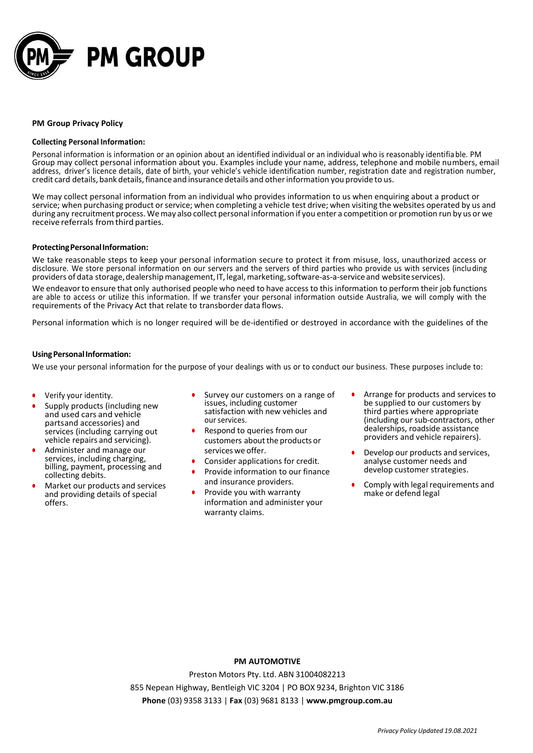# PM GROUP

**PM Group Privacy Policy**

**Collecting Personal Information:**

Personal information is information or an opinion about an identified individual or an individual who is reasonably identifiable. PM Group may collect personal information about you. Examples include your name, address, telephone and mobile numbers, email address, driver's licence details, date of birth, your vehicle's vehicle identification number, registration date and registration number, credit card details, bank details, finance and insurance details and other information you provide to us.

We may collect personal information from an individual who provides information to us when enquiring about a product or service; when purchasing product or service; when completing a vehicle test drive; when visiting the websites operated by us and during any recruitment process. We may also collect personal information if you enter a competition or promotion run by us or we receive referrals from third parties.

**Protecting Personal Information:**

We take reasonable steps to keep your personal information secure to protect it from misuse, loss, unauthorized access or disclosure. We store personal information on our servers and the servers of third parties who provide us with services (including providers of data storage, dealership management, IT, legal, marketing, software-as-a-service and website services).

We endeavor to ensure that only authorised people who need to have access to this information to perform their job functions are able to access or utilize this information. If we transfer your personal information outside Australia, we will comply with the requirements of the Privacy Act that relate to transborder data flows.

Personal information which is no longer required will be de-identified or destroyed in accordance with the guidelines of the

**Using Personal Information:**

We use your personal information for the purpose of your dealings with us or to conduct our business. These purposes include to:

- Verify your identity.
- Supply products (including new and used cars and vehicle partsand accessories) and services (including carrying out vehicle repairs and servicing).
- Administer and manage our services, including charging, billing, payment, processing and collecting debits.
- Market our products and services and providing details of special offers.
- Survey our customers on a range of issues, including customer satisfaction with new vehicles and our services.
- Respond to queries from our customers about the products or services we offer.
- Consider applications for credit.
- Provide information to our finance and insurance providers.
- Provide you with warranty information and administer your warranty claims.
- Arrange for products and services to be supplied to our customers by third parties where appropriate (including our sub-contractors, other dealerships, roadside assistance providers and vehicle repairers).
- Develop our products and services, analyse customer needs and develop customer strategies.
- Comply with legal requirements and make or defend legal

**PM AUTOMOTIVE**

Preston Motors Pty. Ltd. ABN 31004082213

855 Nepean Highway, Bentleigh VIC 3204 | PO BOX 9234, Brighton VIC 3186

**Phone** (03) 9358 3133 | **Fax** (03) 9681 8133 | **www.pmgroup.com.au**

*Privacy Policy Updated 19.08.2021*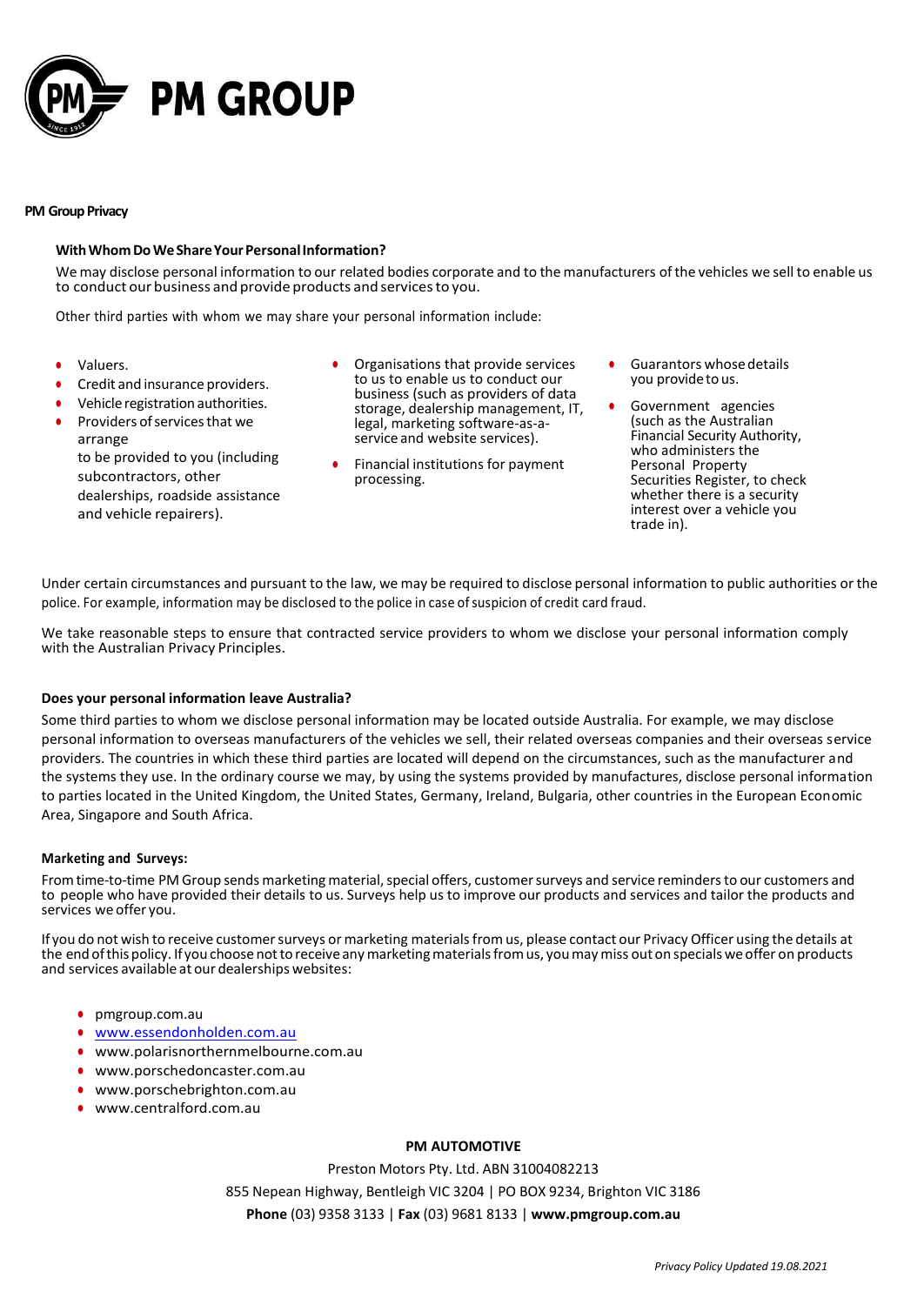**PM Group Privacy**

### With Whom Do We Share Your Personal Information?

We may disclose personal information to our related bodies corporate and to the manufacturers of the vehicles we sell to enable us to conduct our business and provide products and services to you.

Other third parties with whom we may share your personal information include:

- Valuers.
- Credit and insurance providers.
- Vehicle registration authorities.
- Providers of services that we arrange to be provided to you (including subcontractors, other dealerships, roadside assistance and vehicle repairers).
- Organisations that provide services to us to enable us to conduct our business (such as providers of data storage, dealership management, IT, legal, marketing software-as-a-service and website services).
- Financial institutions for payment processing.
- Guarantors whose details you provide to us.
- Government agencies (such as the Australian Financial Security Authority, who administers the Personal Property Securities Register, to check whether there is a security interest over a vehicle you trade in).

Under certain circumstances and pursuant to the law, we may be required to disclose personal information to public authorities or the police. For example, information may be disclosed to the police in case of suspicion of credit card fraud.

We take reasonable steps to ensure that contracted service providers to whom we disclose your personal information comply with the Australian Privacy Principles.

### Does your personal information leave Australia?

Some third parties to whom we disclose personal information may be located outside Australia. For example, we may disclose personal information to overseas manufacturers of the vehicles we sell, their related overseas companies and their overseas service providers. The countries in which these third parties are located will depend on the circumstances, such as the manufacturer and the systems they use. In the ordinary course we may, by using the systems provided by manufactures, disclose personal information to parties located in the United Kingdom, the United States, Germany, Ireland, Bulgaria, other countries in the European Economic Area, Singapore and South Africa.

### Marketing and Surveys:

From time-to-time PM Group sends marketing material, special offers, customer surveys and service reminders to our customers and to people who have provided their details to us. Surveys help us to improve our products and services and tailor the products and services we offer you.

If you do not wish to receive customer surveys or marketing materials from us, please contact our Privacy Officer using the details at the end of this policy. If you choose not to receive any marketing materials from us, you may miss out on specials we offer on products and services available at our dealerships websites:

- pmgroup.com.au
- www.essendonholden.com.au
- www.polarisnorthernmelbourne.com.au
- www.porschedoncaster.com.au
- www.porschebrighton.com.au
- www.centralford.com.au

**PM AUTOMOTIVE**

Preston Motors Pty. Ltd. ABN 31004082213

855 Nepean Highway, Bentleigh VIC 3204 | PO BOX 9234, Brighton VIC 3186

**Phone** (03) 9358 3133 | **Fax** (03) 9681 8133 | **www.pmgroup.com.au**

*Privacy Policy Updated 19.08.2021*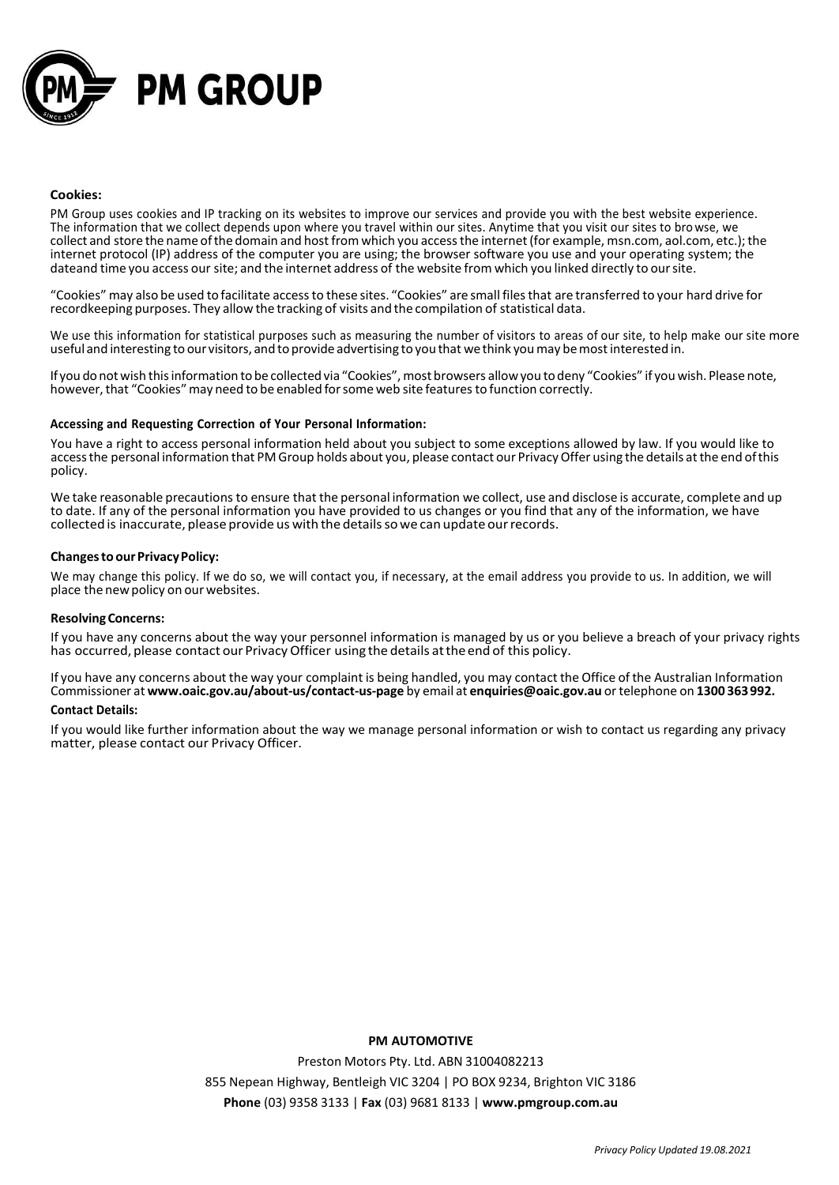**Cookies:**

PM Group uses cookies and IP tracking on its websites to improve our services and provide you with the best website experience. The information that we collect depends upon where you travel within our sites. Anytime that you visit our sites to bro wse, we collect and store the name of the domain and host from which you access the internet (for example, msn.com, aol.com, etc.); the internet protocol (IP) address of the computer you are using; the browser software you use and your operating system; the dateand time you access our site; and the internet address of the website from which you linked directly to our site.

"Cookies" may also be used to facilitate access to these sites. "Cookies" are small files that are transferred to your hard drive for recordkeeping purposes. They allow the tracking of visits and the compilation of statistical data.

We use this information for statistical purposes such as measuring the number of visitors to areas of our site, to help make our site more useful and interesting to our visitors, and to provide advertising to you that we think you may be most interested in.

If you do not wish this information to be collected via "Cookies", most browsers allow you to deny "Cookies" if you wish. Please note, however, that "Cookies" may need to be enabled for some web site features to function correctly.

**Accessing and Requesting Correction of Your Personal Information:**

You have a right to access personal information held about you subject to some exceptions allowed by law. If you would like to access the personal information that PM Group holds about you, please contact our Privacy Offer using the details at the end of this policy.

We take reasonable precautions to ensure that the personal information we collect, use and disclose is accurate, complete and up to date. If any of the personal information you have provided to us changes or you find that any of the information, we have collected is inaccurate, please provide us with the details so we can update our records.

**Changes to our Privacy Policy:**

We may change this policy. If we do so, we will contact you, if necessary, at the email address you provide to us. In addition, we will place the new policy on our websites.

**Resolving Concerns:**

If you have any concerns about the way your personnel information is managed by us or you believe a breach of your privacy rights has occurred, please contact our Privacy Officer using the details at the end of this policy.

If you have any concerns about the way your complaint is being handled, you may contact the Office of the Australian Information Commissioner at **www.oaic.gov.au/about-us/contact-us-page** by email at **enquiries@oaic.gov.au** or telephone on **1300 363 992.**

**Contact Details:**

If you would like further information about the way we manage personal information or wish to contact us regarding any privacy matter, please contact our Privacy Officer.

**PM AUTOMOTIVE**

Preston Motors Pty. Ltd. ABN 31004082213

855 Nepean Highway, Bentleigh VIC 3204 | PO BOX 9234, Brighton VIC 3186

**Phone** (03) 9358 3133 | **Fax** (03) 9681 8133 | **www.pmgroup.com.au**

*Privacy Policy Updated 19.08.2021*